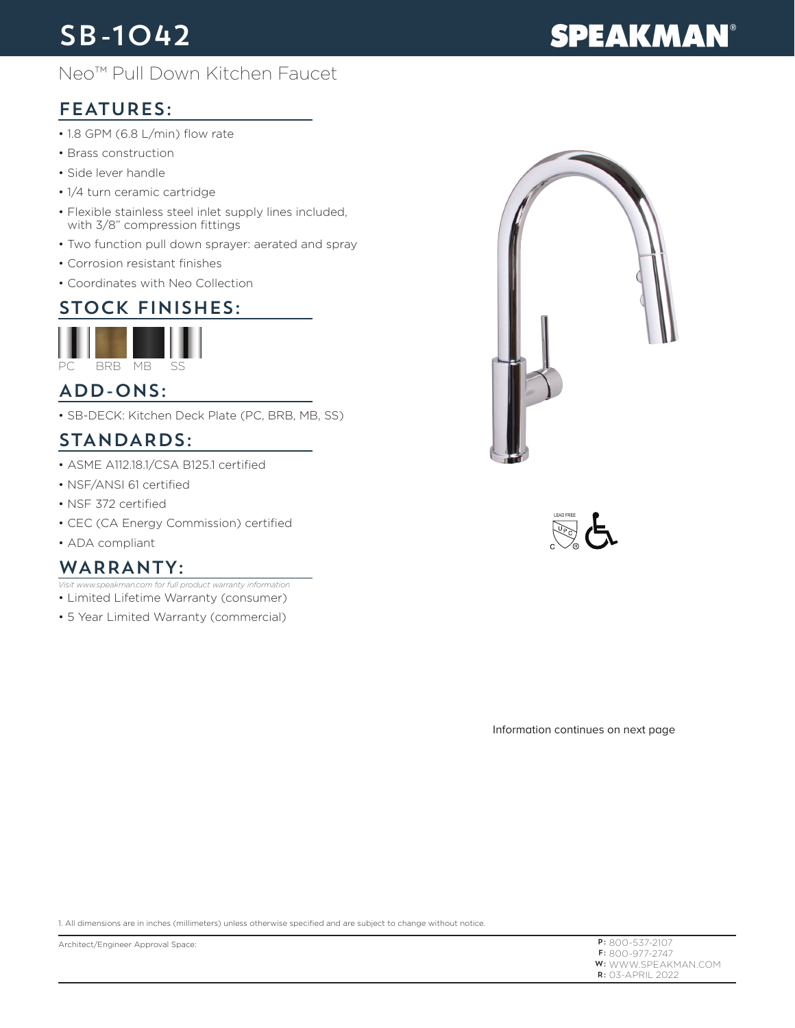# SB-1042

SPEAKMAN®

Neo™ Pull Down Kitchen Faucet

## FEATURES:

- 1.8 GPM (6.8 L/min) flow rate
- Brass construction
- Side lever handle
- 1/4 turn ceramic cartridge
- Flexible stainless steel inlet supply lines included, with 3/8" compression fittings
- Two function pull down sprayer: aerated and spray
- Corrosion resistant finishes
- Coordinates with Neo Collection

## STOCK FINISHES:

PC BRB MB SS

## ADD-ONS:

- SB-DECK: Kitchen Deck Plate (PC, BRB, MB, SS)

## STANDARDS:

- ASME A112.18.1/CSA B125.1 certified
- NSF/ANSI 61 certified
- NSF 372 certified
- CEC (CA Energy Commission) certified
- ADA compliant

## WARRANTY:

*Visit www.speakman.com for full product warranty information*

- Limited Lifetime Warranty (consumer)
- 5 Year Limited Warranty (commercial)

LEAD FREE

Information continues on next page

1. All dimensions are in inches (millimeters) unless otherwise specified and are subject to change without notice.

Architect/Engineer Approval Space:

P: 800-537-2107
F: 800-977-2747
W: WWW.SPEAKMAN.COM
R: 03-APRIL 2022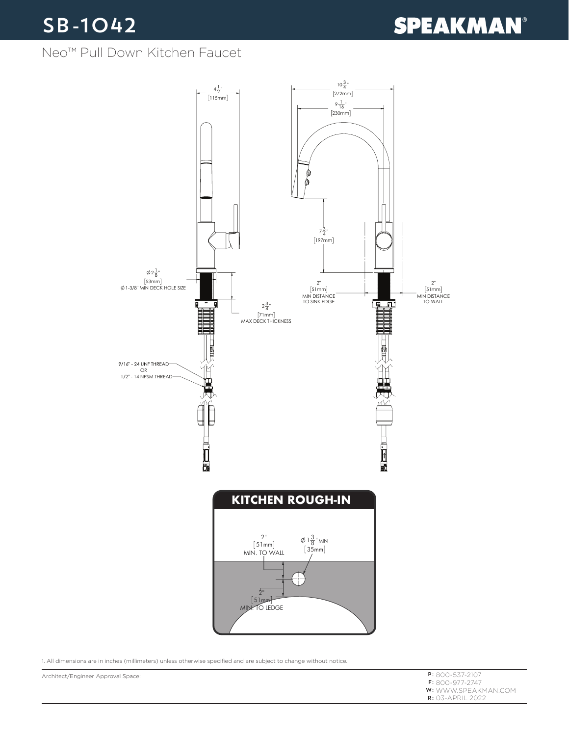# SB-1042

**SPEAKMAN®**

Neo™ Pull Down Kitchen Faucet

$4\frac{1}{2}$"
[115mm]

$10\frac{3}{4}$"
[272mm]

$9\frac{1}{16}$"
[230mm]

$7\frac{3}{4}$"
[197mm]

Ø$2\frac{1}{8}$"
[53mm]
Ø1-3/8" MIN DECK HOLE SIZE

$2\frac{3}{4}$"
[71mm]
MAX DECK THICKNESS

2"
[51mm]
MIN DISTANCE TO SINK EDGE

2"
[51mm]
MIN DISTANCE TO WALL

9/16" - 24 UNF THREAD
OR
1/2" - 14 NPSM THREAD

## KITCHEN ROUGH-IN

2"
[51mm]
MIN. TO WALL

Ø$1\frac{3}{8}$" MIN
[35mm]

2"
[51mm]
MIN. TO LEDGE

1. All dimensions are in inches (millimeters) unless otherwise specified and are subject to change without notice.

Architect/Engineer Approval Space:

**P:** 800-537-2107
**F:** 800-977-2747
**W:** WWW.SPEAKMAN.COM
**R:** 03-APRIL 2022